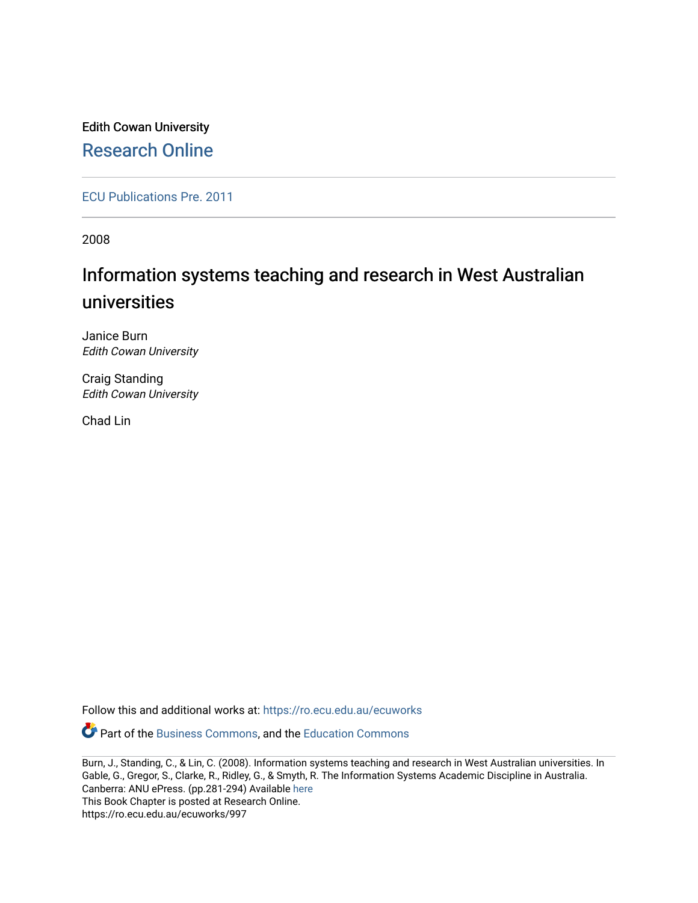Edith Cowan University

Research Online

ECU Publications Pre. 2011

2008

# Information systems teaching and research in West Australian universities

Janice Burn
*Edith Cowan University*

Craig Standing
*Edith Cowan University*

Chad Lin

Follow this and additional works at: https://ro.ecu.edu.au/ecuworks

Part of the Business Commons, and the Education Commons

Burn, J., Standing, C., & Lin, C. (2008). Information systems teaching and research in West Australian universities. In Gable, G., Gregor, S., Clarke, R., Ridley, G., & Smyth, R. The Information Systems Academic Discipline in Australia. Canberra: ANU ePress. (pp.281-294) Available here
This Book Chapter is posted at Research Online.
https://ro.ecu.edu.au/ecuworks/997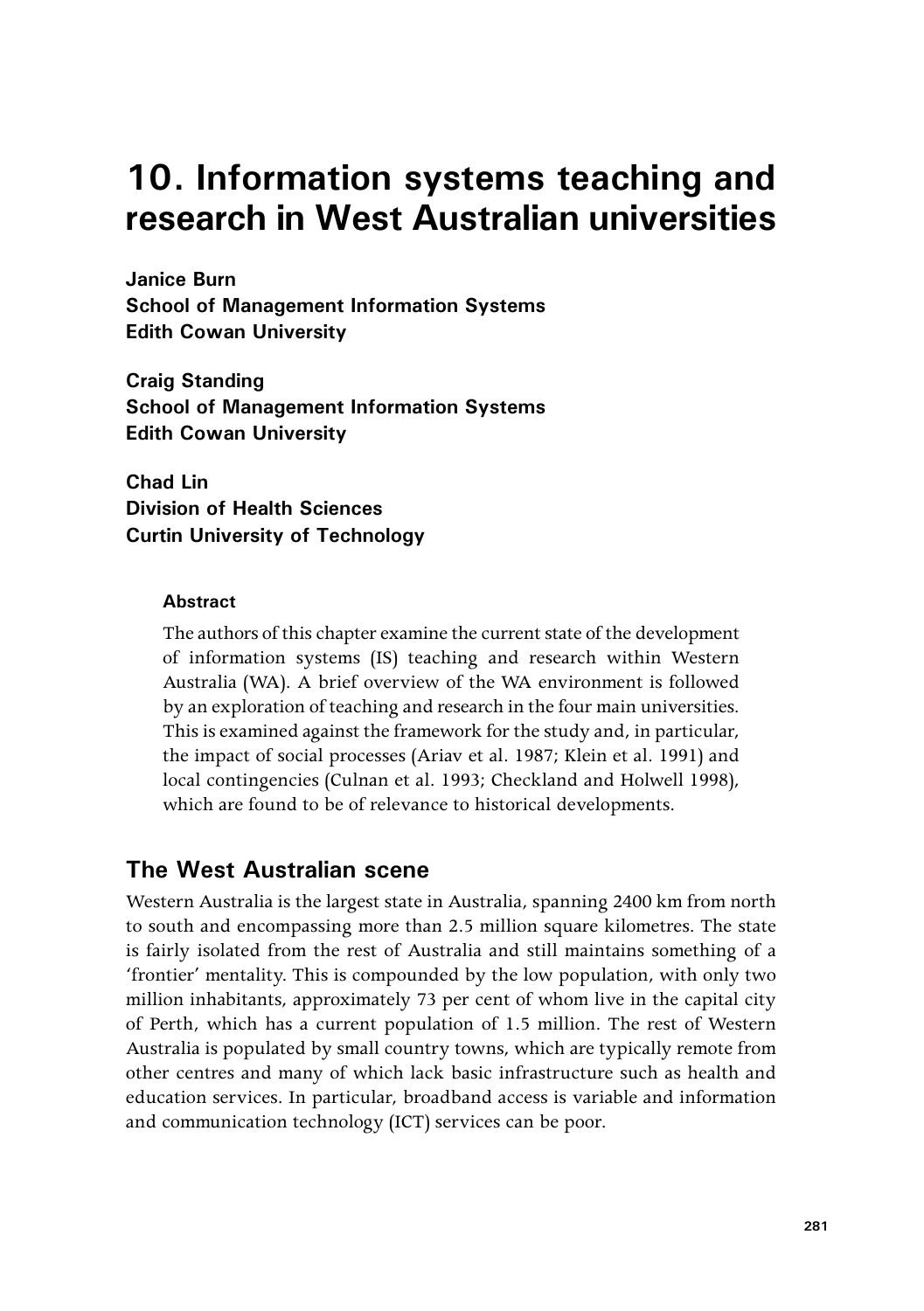# 10. Information systems teaching and research in West Australian universities

**Janice Burn**
**School of Management Information Systems**
**Edith Cowan University**

**Craig Standing**
**School of Management Information Systems**
**Edith Cowan University**

**Chad Lin**
**Division of Health Sciences**
**Curtin University of Technology**

### Abstract

The authors of this chapter examine the current state of the development of information systems (IS) teaching and research within Western Australia (WA). A brief overview of the WA environment is followed by an exploration of teaching and research in the four main universities. This is examined against the framework for the study and, in particular, the impact of social processes (Ariav et al. 1987; Klein et al. 1991) and local contingencies (Culnan et al. 1993; Checkland and Holwell 1998), which are found to be of relevance to historical developments.

## The West Australian scene

Western Australia is the largest state in Australia, spanning 2400 km from north to south and encompassing more than 2.5 million square kilometres. The state is fairly isolated from the rest of Australia and still maintains something of a 'frontier' mentality. This is compounded by the low population, with only two million inhabitants, approximately 73 per cent of whom live in the capital city of Perth, which has a current population of 1.5 million. The rest of Western Australia is populated by small country towns, which are typically remote from other centres and many of which lack basic infrastructure such as health and education services. In particular, broadband access is variable and information and communication technology (ICT) services can be poor.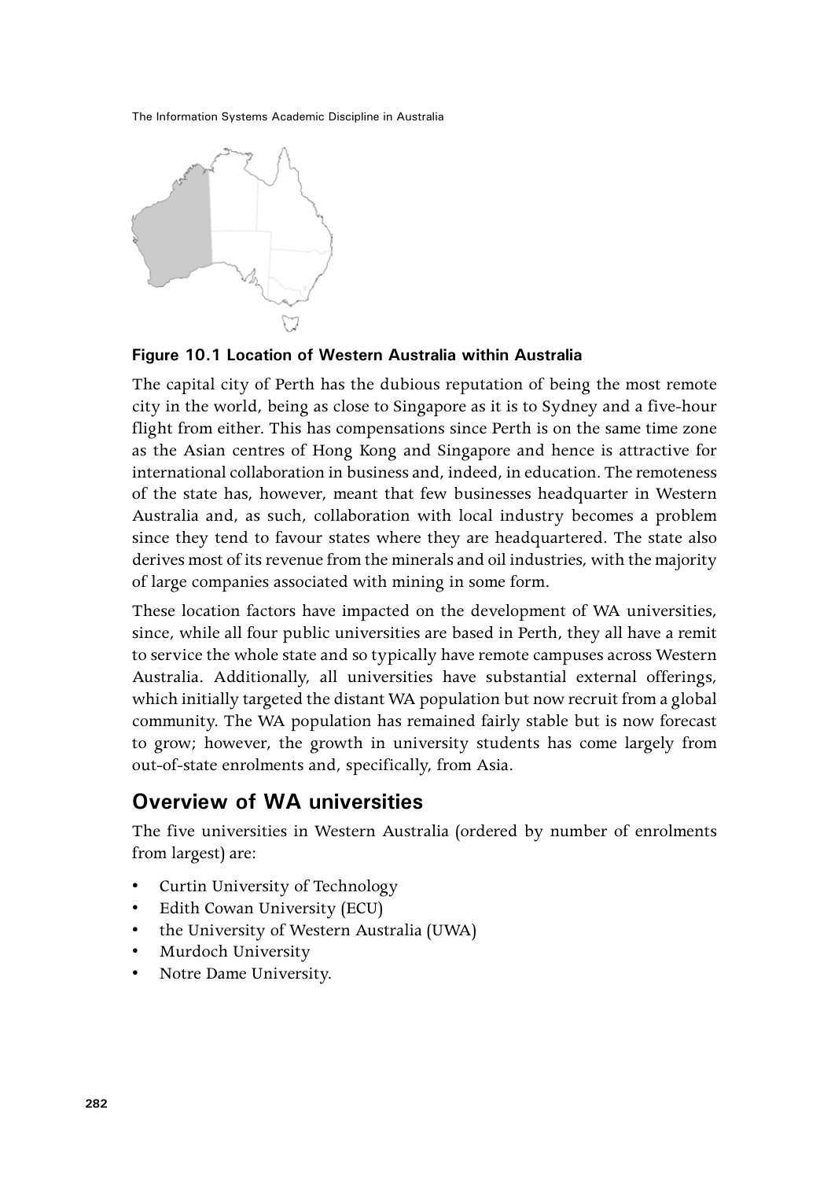**Figure 10.1 Location of Western Australia within Australia**

The capital city of Perth has the dubious reputation of being the most remote city in the world, being as close to Singapore as it is to Sydney and a five-hour flight from either. This has compensations since Perth is on the same time zone as the Asian centres of Hong Kong and Singapore and hence is attractive for international collaboration in business and, indeed, in education. The remoteness of the state has, however, meant that few businesses headquarter in Western Australia and, as such, collaboration with local industry becomes a problem since they tend to favour states where they are headquartered. The state also derives most of its revenue from the minerals and oil industries, with the majority of large companies associated with mining in some form.

These location factors have impacted on the development of WA universities, since, while all four public universities are based in Perth, they all have a remit to service the whole state and so typically have remote campuses across Western Australia. Additionally, all universities have substantial external offerings, which initially targeted the distant WA population but now recruit from a global community. The WA population has remained fairly stable but is now forecast to grow; however, the growth in university students has come largely from out-of-state enrolments and, specifically, from Asia.

## Overview of WA universities

The five universities in Western Australia (ordered by number of enrolments from largest) are:

- Curtin University of Technology
- Edith Cowan University (ECU)
- the University of Western Australia (UWA)
- Murdoch University
- Notre Dame University.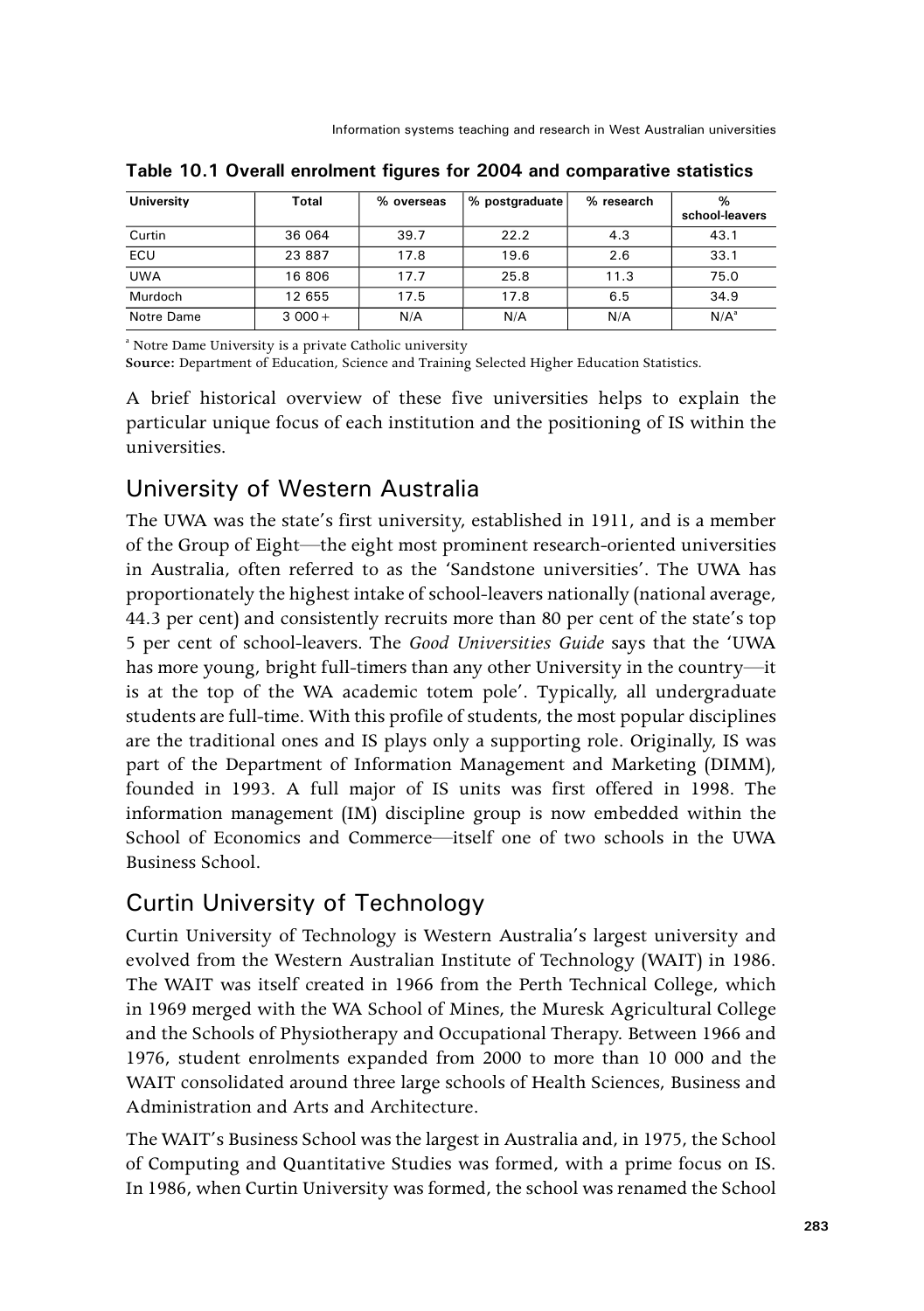**Table 10.1 Overall enrolment figures for 2004 and comparative statistics**

| University | Total | % overseas | % postgraduate | % research | % school-leavers |
|---|---|---|---|---|---|
| Curtin | 36 064 | 39.7 | 22.2 | 4.3 | 43.1 |
| ECU | 23 887 | 17.8 | 19.6 | 2.6 | 33.1 |
| UWA | 16 806 | 17.7 | 25.8 | 11.3 | 75.0 |
| Murdoch | 12 655 | 17.5 | 17.8 | 6.5 | 34.9 |
| Notre Dame | 3 000+ | N/A | N/A | N/A | N/A[a] |

[a] Notre Dame University is a private Catholic university

**Source:** Department of Education, Science and Training Selected Higher Education Statistics.

A brief historical overview of these five universities helps to explain the particular unique focus of each institution and the positioning of IS within the universities.

## University of Western Australia

The UWA was the state's first university, established in 1911, and is a member of the Group of Eight—the eight most prominent research-oriented universities in Australia, often referred to as the 'Sandstone universities'. The UWA has proportionately the highest intake of school-leavers nationally (national average, 44.3 per cent) and consistently recruits more than 80 per cent of the state's top 5 per cent of school-leavers. The *Good Universities Guide* says that the 'UWA has more young, bright full-timers than any other University in the country—it is at the top of the WA academic totem pole'. Typically, all undergraduate students are full-time. With this profile of students, the most popular disciplines are the traditional ones and IS plays only a supporting role. Originally, IS was part of the Department of Information Management and Marketing (DIMM), founded in 1993. A full major of IS units was first offered in 1998. The information management (IM) discipline group is now embedded within the School of Economics and Commerce—itself one of two schools in the UWA Business School.

## Curtin University of Technology

Curtin University of Technology is Western Australia's largest university and evolved from the Western Australian Institute of Technology (WAIT) in 1986. The WAIT was itself created in 1966 from the Perth Technical College, which in 1969 merged with the WA School of Mines, the Muresk Agricultural College and the Schools of Physiotherapy and Occupational Therapy. Between 1966 and 1976, student enrolments expanded from 2000 to more than 10 000 and the WAIT consolidated around three large schools of Health Sciences, Business and Administration and Arts and Architecture.

The WAIT's Business School was the largest in Australia and, in 1975, the School of Computing and Quantitative Studies was formed, with a prime focus on IS. In 1986, when Curtin University was formed, the school was renamed the School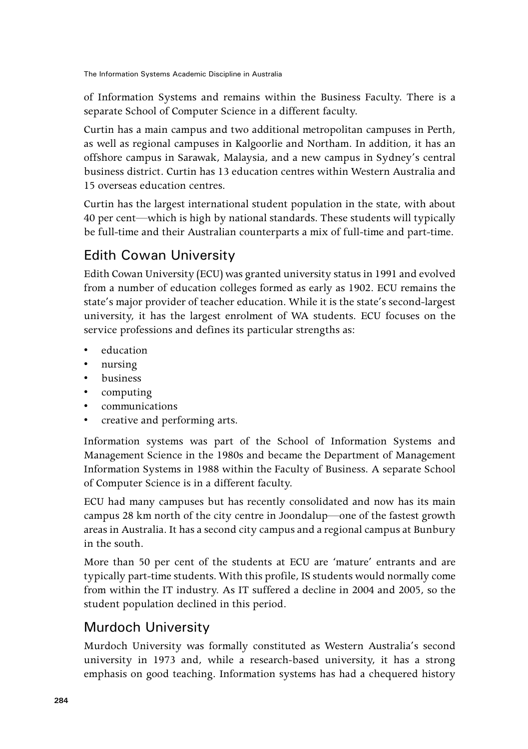of Information Systems and remains within the Business Faculty. There is a separate School of Computer Science in a different faculty.

Curtin has a main campus and two additional metropolitan campuses in Perth, as well as regional campuses in Kalgoorlie and Northam. In addition, it has an offshore campus in Sarawak, Malaysia, and a new campus in Sydney's central business district. Curtin has 13 education centres within Western Australia and 15 overseas education centres.

Curtin has the largest international student population in the state, with about 40 per cent—which is high by national standards. These students will typically be full-time and their Australian counterparts a mix of full-time and part-time.

## Edith Cowan University

Edith Cowan University (ECU) was granted university status in 1991 and evolved from a number of education colleges formed as early as 1902. ECU remains the state's major provider of teacher education. While it is the state's second-largest university, it has the largest enrolment of WA students. ECU focuses on the service professions and defines its particular strengths as:

- education
- nursing
- business
- computing
- communications
- creative and performing arts.

Information systems was part of the School of Information Systems and Management Science in the 1980s and became the Department of Management Information Systems in 1988 within the Faculty of Business. A separate School of Computer Science is in a different faculty.

ECU had many campuses but has recently consolidated and now has its main campus 28 km north of the city centre in Joondalup—one of the fastest growth areas in Australia. It has a second city campus and a regional campus at Bunbury in the south.

More than 50 per cent of the students at ECU are 'mature' entrants and are typically part-time students. With this profile, IS students would normally come from within the IT industry. As IT suffered a decline in 2004 and 2005, so the student population declined in this period.

## Murdoch University

Murdoch University was formally constituted as Western Australia's second university in 1973 and, while a research-based university, it has a strong emphasis on good teaching. Information systems has had a chequered history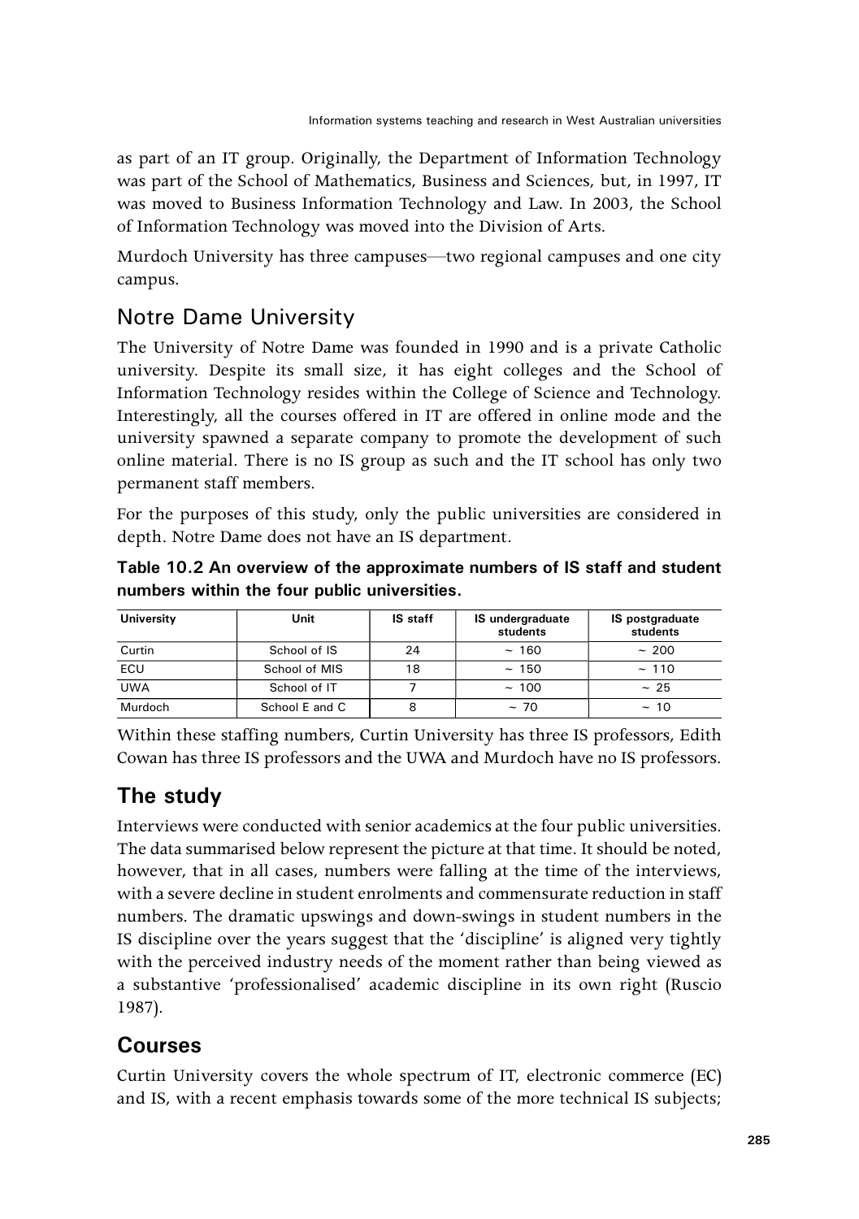as part of an IT group. Originally, the Department of Information Technology was part of the School of Mathematics, Business and Sciences, but, in 1997, IT was moved to Business Information Technology and Law. In 2003, the School of Information Technology was moved into the Division of Arts.

Murdoch University has three campuses—two regional campuses and one city campus.

## Notre Dame University

The University of Notre Dame was founded in 1990 and is a private Catholic university. Despite its small size, it has eight colleges and the School of Information Technology resides within the College of Science and Technology. Interestingly, all the courses offered in IT are offered in online mode and the university spawned a separate company to promote the development of such online material. There is no IS group as such and the IT school has only two permanent staff members.

For the purposes of this study, only the public universities are considered in depth. Notre Dame does not have an IS department.

**Table 10.2 An overview of the approximate numbers of IS staff and student numbers within the four public universities.**

| University | Unit | IS staff | IS undergraduate students | IS postgraduate students |
|---|---|---|---|---|
| Curtin | School of IS | 24 | ~ 160 | ~ 200 |
| ECU | School of MIS | 18 | ~ 150 | ~ 110 |
| UWA | School of IT | 7 | ~ 100 | ~ 25 |
| Murdoch | School E and C | 8 | ~ 70 | ~ 10 |

Within these staffing numbers, Curtin University has three IS professors, Edith Cowan has three IS professors and the UWA and Murdoch have no IS professors.

## The study

Interviews were conducted with senior academics at the four public universities. The data summarised below represent the picture at that time. It should be noted, however, that in all cases, numbers were falling at the time of the interviews, with a severe decline in student enrolments and commensurate reduction in staff numbers. The dramatic upswings and down-swings in student numbers in the IS discipline over the years suggest that the 'discipline' is aligned very tightly with the perceived industry needs of the moment rather than being viewed as a substantive 'professionalised' academic discipline in its own right (Ruscio 1987).

## Courses

Curtin University covers the whole spectrum of IT, electronic commerce (EC) and IS, with a recent emphasis towards some of the more technical IS subjects;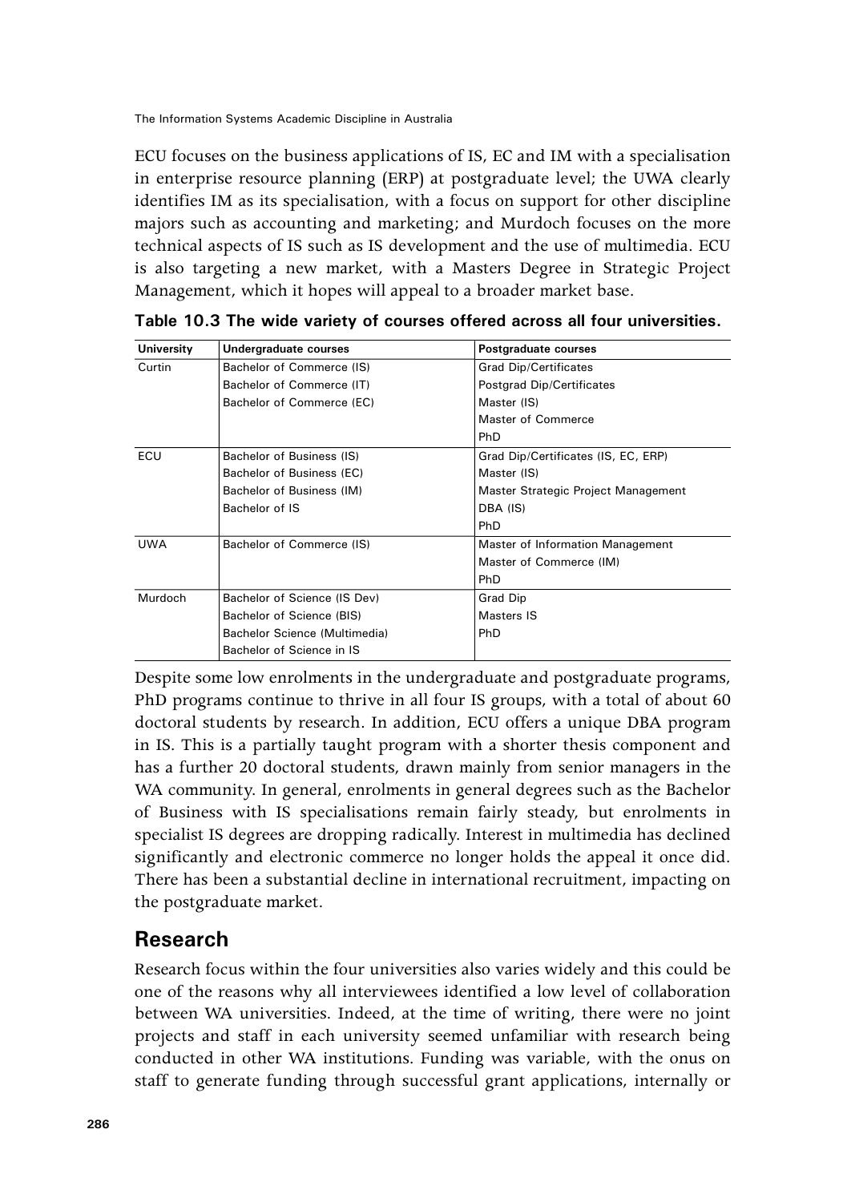ECU focuses on the business applications of IS, EC and IM with a specialisation in enterprise resource planning (ERP) at postgraduate level; the UWA clearly identifies IM as its specialisation, with a focus on support for other discipline majors such as accounting and marketing; and Murdoch focuses on the more technical aspects of IS such as IS development and the use of multimedia. ECU is also targeting a new market, with a Masters Degree in Strategic Project Management, which it hopes will appeal to a broader market base.

**Table 10.3 The wide variety of courses offered across all four universities.**

| University | Undergraduate courses | Postgraduate courses |
|---|---|---|
| Curtin | Bachelor of Commerce (IS) | Grad Dip/Certificates |
| | Bachelor of Commerce (IT) | Postgrad Dip/Certificates |
| | Bachelor of Commerce (EC) | Master (IS) |
| | | Master of Commerce |
| | | PhD |
| ECU | Bachelor of Business (IS) | Grad Dip/Certificates (IS, EC, ERP) |
| | Bachelor of Business (EC) | Master (IS) |
| | Bachelor of Business (IM) | Master Strategic Project Management |
| | Bachelor of IS | DBA (IS) |
| | | PhD |
| UWA | Bachelor of Commerce (IS) | Master of Information Management |
| | | Master of Commerce (IM) |
| | | PhD |
| Murdoch | Bachelor of Science (IS Dev) | Grad Dip |
| | Bachelor of Science (BIS) | Masters IS |
| | Bachelor Science (Multimedia) | PhD |
| | Bachelor of Science in IS | |

Despite some low enrolments in the undergraduate and postgraduate programs, PhD programs continue to thrive in all four IS groups, with a total of about 60 doctoral students by research. In addition, ECU offers a unique DBA program in IS. This is a partially taught program with a shorter thesis component and has a further 20 doctoral students, drawn mainly from senior managers in the WA community. In general, enrolments in general degrees such as the Bachelor of Business with IS specialisations remain fairly steady, but enrolments in specialist IS degrees are dropping radically. Interest in multimedia has declined significantly and electronic commerce no longer holds the appeal it once did. There has been a substantial decline in international recruitment, impacting on the postgraduate market.

## Research

Research focus within the four universities also varies widely and this could be one of the reasons why all interviewees identified a low level of collaboration between WA universities. Indeed, at the time of writing, there were no joint projects and staff in each university seemed unfamiliar with research being conducted in other WA institutions. Funding was variable, with the onus on staff to generate funding through successful grant applications, internally or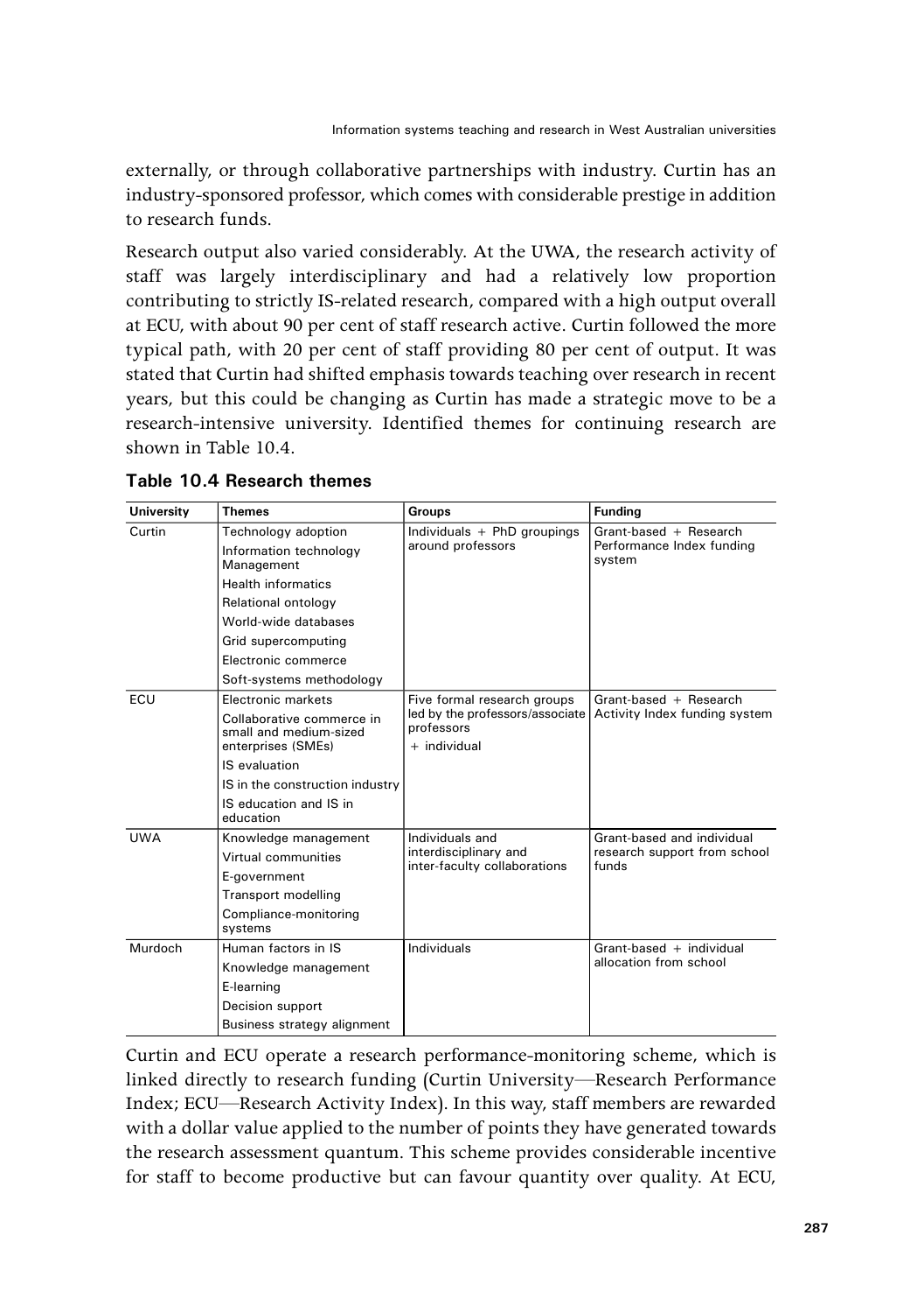externally, or through collaborative partnerships with industry. Curtin has an industry-sponsored professor, which comes with considerable prestige in addition to research funds.

Research output also varied considerably. At the UWA, the research activity of staff was largely interdisciplinary and had a relatively low proportion contributing to strictly IS-related research, compared with a high output overall at ECU, with about 90 per cent of staff research active. Curtin followed the more typical path, with 20 per cent of staff providing 80 per cent of output. It was stated that Curtin had shifted emphasis towards teaching over research in recent years, but this could be changing as Curtin has made a strategic move to be a research-intensive university. Identified themes for continuing research are shown in Table 10.4.

**Table 10.4 Research themes**

| University | Themes | Groups | Funding |
|---|---|---|---|
| Curtin | Technology adoption | Individuals + PhD groupings around professors | Grant-based + Research Performance Index funding system |
| | Information technology Management | | |
| | Health informatics | | |
| | Relational ontology | | |
| | World-wide databases | | |
| | Grid supercomputing | | |
| | Electronic commerce | | |
| | Soft-systems methodology | | |
| ECU | Electronic markets | Five formal research groups led by the professors/associate professors + individual | Grant-based + Research Activity Index funding system |
| | Collaborative commerce in small and medium-sized enterprises (SMEs) | | |
| | IS evaluation | | |
| | IS in the construction industry | | |
| | IS education and IS in education | | |
| UWA | Knowledge management | Individuals and interdisciplinary and inter-faculty collaborations | Grant-based and individual research support from school funds |
| | Virtual communities | | |
| | E-government | | |
| | Transport modelling | | |
| | Compliance-monitoring systems | | |
| Murdoch | Human factors in IS | Individuals | Grant-based + individual allocation from school |
| | Knowledge management | | |
| | E-learning | | |
| | Decision support | | |
| | Business strategy alignment | | |

Curtin and ECU operate a research performance-monitoring scheme, which is linked directly to research funding (Curtin University—Research Performance Index; ECU—Research Activity Index). In this way, staff members are rewarded with a dollar value applied to the number of points they have generated towards the research assessment quantum. This scheme provides considerable incentive for staff to become productive but can favour quantity over quality. At ECU,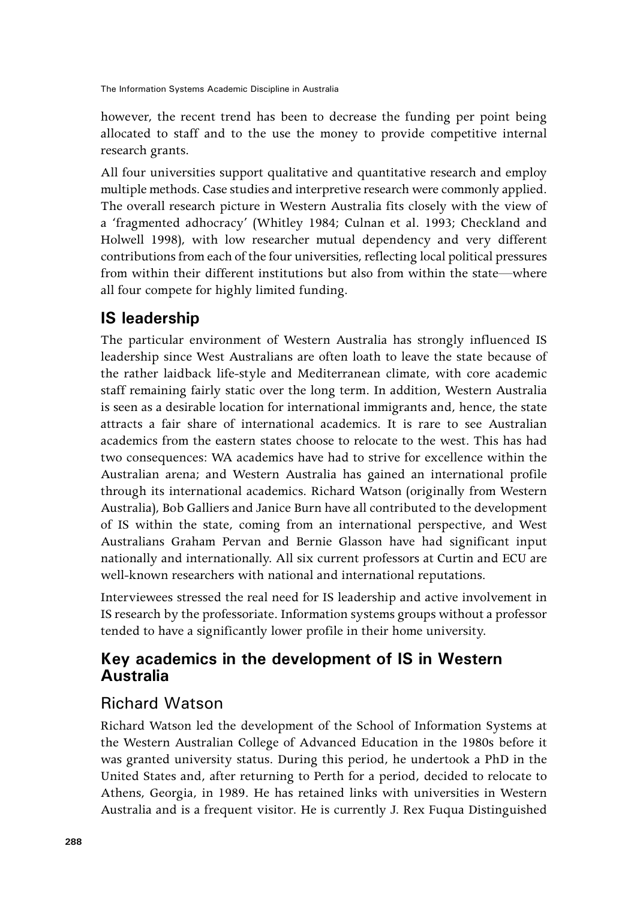however, the recent trend has been to decrease the funding per point being allocated to staff and to the use the money to provide competitive internal research grants.

All four universities support qualitative and quantitative research and employ multiple methods. Case studies and interpretive research were commonly applied. The overall research picture in Western Australia fits closely with the view of a 'fragmented adhocracy' (Whitley 1984; Culnan et al. 1993; Checkland and Holwell 1998), with low researcher mutual dependency and very different contributions from each of the four universities, reflecting local political pressures from within their different institutions but also from within the state—where all four compete for highly limited funding.

## IS leadership

The particular environment of Western Australia has strongly influenced IS leadership since West Australians are often loath to leave the state because of the rather laidback life-style and Mediterranean climate, with core academic staff remaining fairly static over the long term. In addition, Western Australia is seen as a desirable location for international immigrants and, hence, the state attracts a fair share of international academics. It is rare to see Australian academics from the eastern states choose to relocate to the west. This has had two consequences: WA academics have had to strive for excellence within the Australian arena; and Western Australia has gained an international profile through its international academics. Richard Watson (originally from Western Australia), Bob Galliers and Janice Burn have all contributed to the development of IS within the state, coming from an international perspective, and West Australians Graham Pervan and Bernie Glasson have had significant input nationally and internationally. All six current professors at Curtin and ECU are well-known researchers with national and international reputations.

Interviewees stressed the real need for IS leadership and active involvement in IS research by the professoriate. Information systems groups without a professor tended to have a significantly lower profile in their home university.

## Key academics in the development of IS in Western Australia

### Richard Watson

Richard Watson led the development of the School of Information Systems at the Western Australian College of Advanced Education in the 1980s before it was granted university status. During this period, he undertook a PhD in the United States and, after returning to Perth for a period, decided to relocate to Athens, Georgia, in 1989. He has retained links with universities in Western Australia and is a frequent visitor. He is currently J. Rex Fuqua Distinguished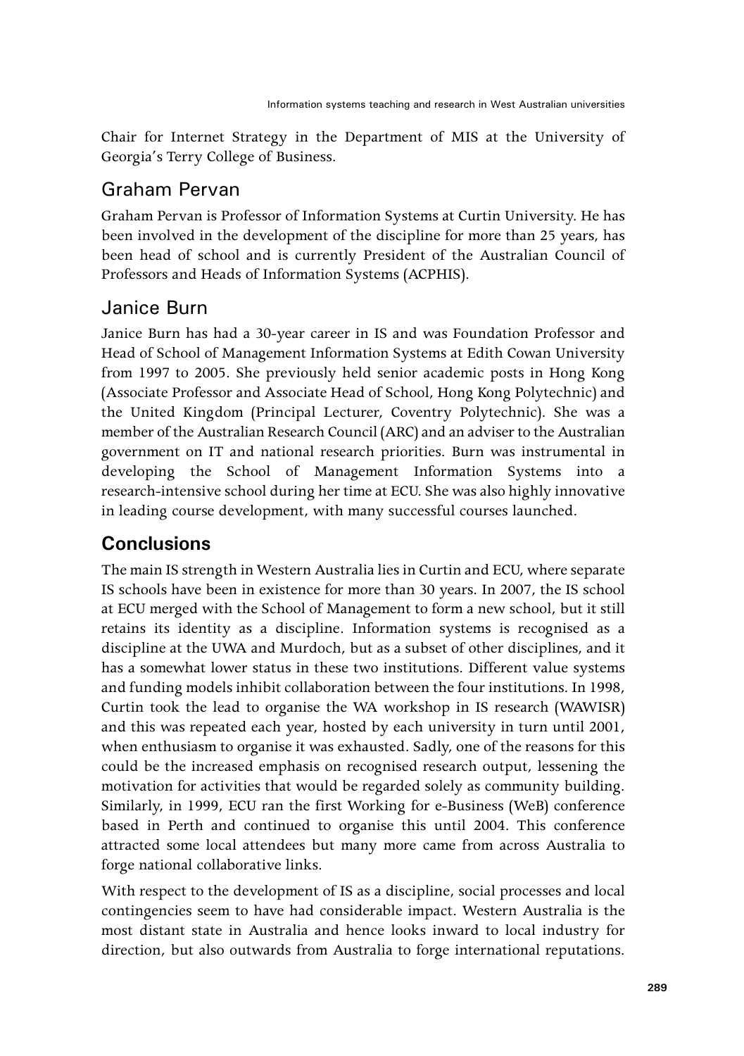Chair for Internet Strategy in the Department of MIS at the University of Georgia's Terry College of Business.

### Graham Pervan

Graham Pervan is Professor of Information Systems at Curtin University. He has been involved in the development of the discipline for more than 25 years, has been head of school and is currently President of the Australian Council of Professors and Heads of Information Systems (ACPHIS).

### Janice Burn

Janice Burn has had a 30-year career in IS and was Foundation Professor and Head of School of Management Information Systems at Edith Cowan University from 1997 to 2005. She previously held senior academic posts in Hong Kong (Associate Professor and Associate Head of School, Hong Kong Polytechnic) and the United Kingdom (Principal Lecturer, Coventry Polytechnic). She was a member of the Australian Research Council (ARC) and an adviser to the Australian government on IT and national research priorities. Burn was instrumental in developing the School of Management Information Systems into a research-intensive school during her time at ECU. She was also highly innovative in leading course development, with many successful courses launched.

## Conclusions

The main IS strength in Western Australia lies in Curtin and ECU, where separate IS schools have been in existence for more than 30 years. In 2007, the IS school at ECU merged with the School of Management to form a new school, but it still retains its identity as a discipline. Information systems is recognised as a discipline at the UWA and Murdoch, but as a subset of other disciplines, and it has a somewhat lower status in these two institutions. Different value systems and funding models inhibit collaboration between the four institutions. In 1998, Curtin took the lead to organise the WA workshop in IS research (WAWISR) and this was repeated each year, hosted by each university in turn until 2001, when enthusiasm to organise it was exhausted. Sadly, one of the reasons for this could be the increased emphasis on recognised research output, lessening the motivation for activities that would be regarded solely as community building. Similarly, in 1999, ECU ran the first Working for e-Business (WeB) conference based in Perth and continued to organise this until 2004. This conference attracted some local attendees but many more came from across Australia to forge national collaborative links.

With respect to the development of IS as a discipline, social processes and local contingencies seem to have had considerable impact. Western Australia is the most distant state in Australia and hence looks inward to local industry for direction, but also outwards from Australia to forge international reputations.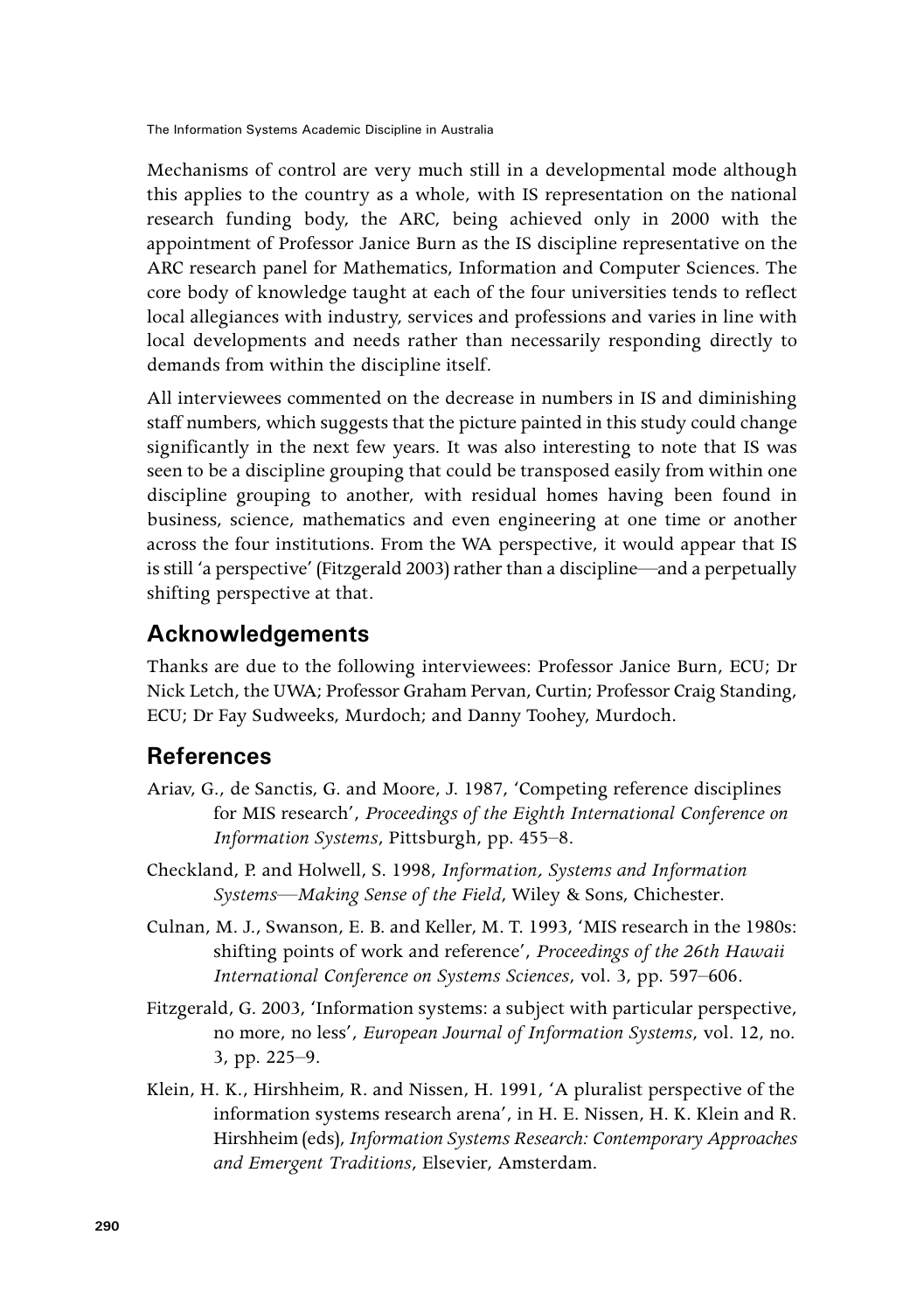Mechanisms of control are very much still in a developmental mode although this applies to the country as a whole, with IS representation on the national research funding body, the ARC, being achieved only in 2000 with the appointment of Professor Janice Burn as the IS discipline representative on the ARC research panel for Mathematics, Information and Computer Sciences. The core body of knowledge taught at each of the four universities tends to reflect local allegiances with industry, services and professions and varies in line with local developments and needs rather than necessarily responding directly to demands from within the discipline itself.

All interviewees commented on the decrease in numbers in IS and diminishing staff numbers, which suggests that the picture painted in this study could change significantly in the next few years. It was also interesting to note that IS was seen to be a discipline grouping that could be transposed easily from within one discipline grouping to another, with residual homes having been found in business, science, mathematics and even engineering at one time or another across the four institutions. From the WA perspective, it would appear that IS is still 'a perspective' (Fitzgerald 2003) rather than a discipline—and a perpetually shifting perspective at that.

## Acknowledgements

Thanks are due to the following interviewees: Professor Janice Burn, ECU; Dr Nick Letch, the UWA; Professor Graham Pervan, Curtin; Professor Craig Standing, ECU; Dr Fay Sudweeks, Murdoch; and Danny Toohey, Murdoch.

## References

Ariav, G., de Sanctis, G. and Moore, J. 1987, 'Competing reference disciplines for MIS research', *Proceedings of the Eighth International Conference on Information Systems*, Pittsburgh, pp. 455–8.

Checkland, P. and Holwell, S. 1998, *Information, Systems and Information Systems—Making Sense of the Field*, Wiley & Sons, Chichester.

Culnan, M. J., Swanson, E. B. and Keller, M. T. 1993, 'MIS research in the 1980s: shifting points of work and reference', *Proceedings of the 26th Hawaii International Conference on Systems Sciences*, vol. 3, pp. 597–606.

Fitzgerald, G. 2003, 'Information systems: a subject with particular perspective, no more, no less', *European Journal of Information Systems*, vol. 12, no. 3, pp. 225–9.

Klein, H. K., Hirshheim, R. and Nissen, H. 1991, 'A pluralist perspective of the information systems research arena', in H. E. Nissen, H. K. Klein and R. Hirshheim (eds), *Information Systems Research: Contemporary Approaches and Emergent Traditions*, Elsevier, Amsterdam.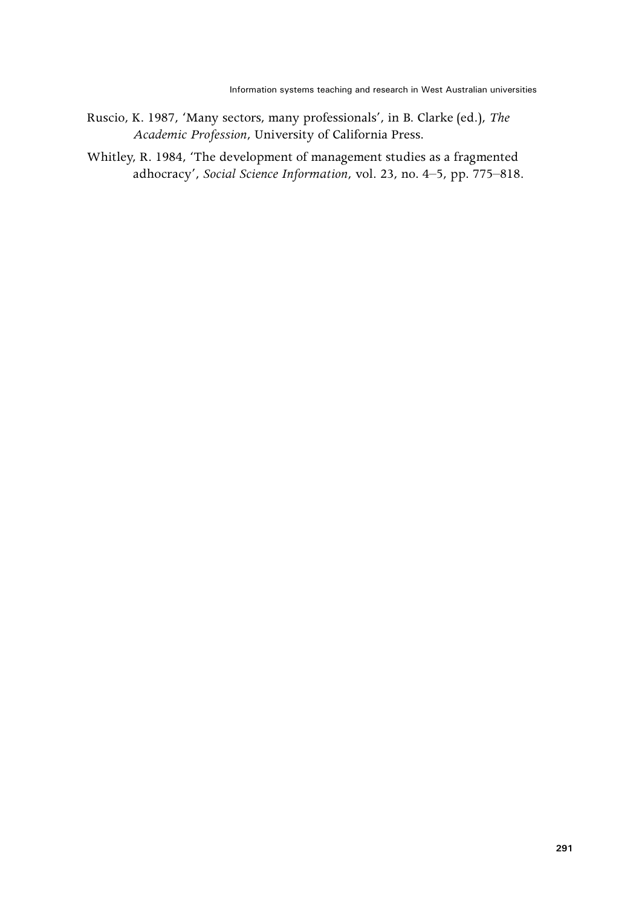Ruscio, K. 1987, 'Many sectors, many professionals', in B. Clarke (ed.), *The Academic Profession*, University of California Press.

Whitley, R. 1984, 'The development of management studies as a fragmented adhocracy', *Social Science Information*, vol. 23, no. 4–5, pp. 775–818.